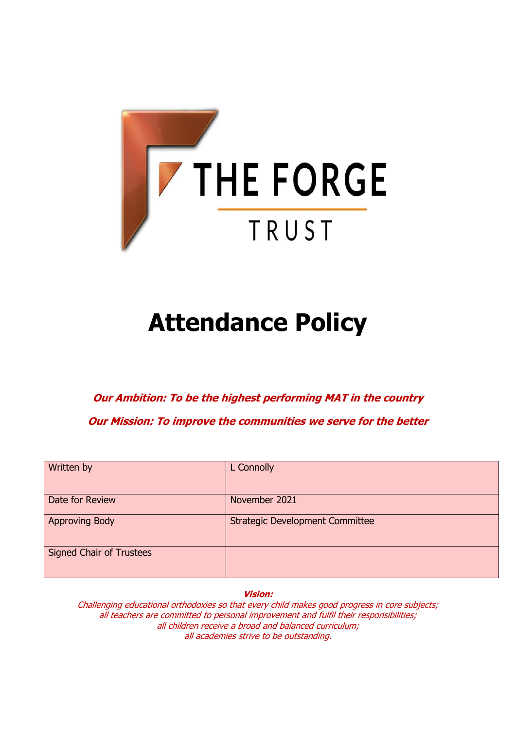THE FORGE

TRUST

# Attendance Policy

***Our Ambition: To be the highest performing MAT in the country***

***Our Mission: To improve the communities we serve for the better***

| Written by | L Connolly |
|---|---|
| Date for Review | November 2021 |
| Approving Body | Strategic Development Committee |
| Signed Chair of Trustees | |

***Vision:***

*Challenging educational orthodoxies so that every child makes good progress in core subjects;*
*all teachers are committed to personal improvement and fulfil their responsibilities;*
*all children receive a broad and balanced curriculum;*
*all academies strive to be outstanding.*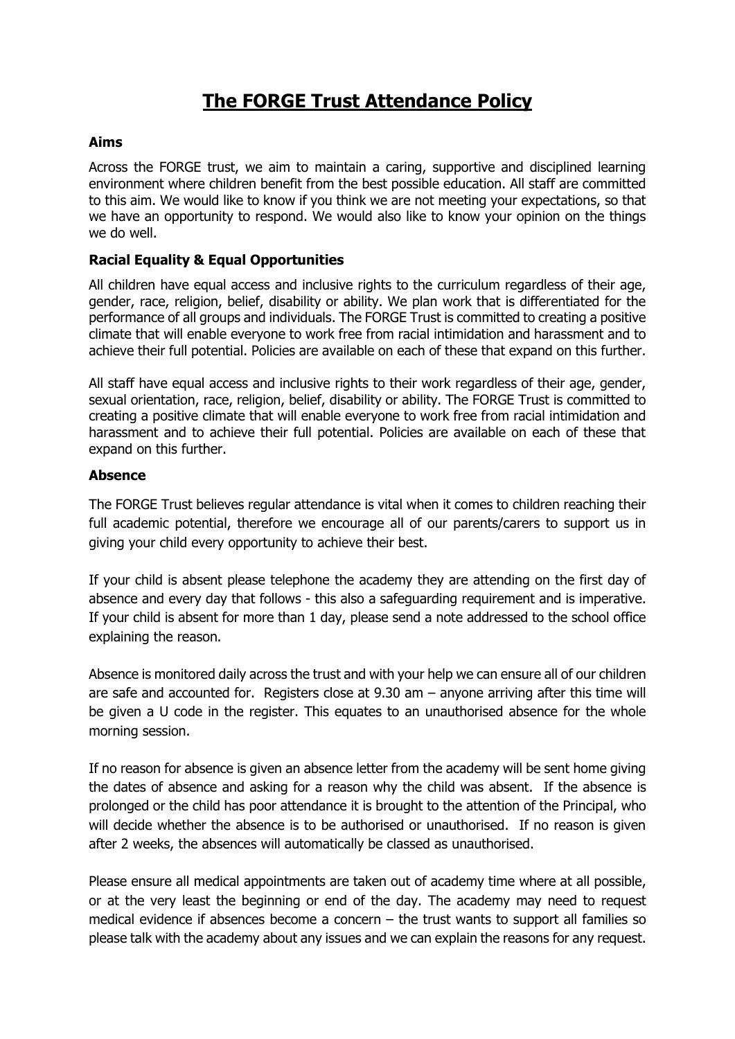# The FORGE Trust Attendance Policy

### Aims

Across the FORGE trust, we aim to maintain a caring, supportive and disciplined learning environment where children benefit from the best possible education. All staff are committed to this aim. We would like to know if you think we are not meeting your expectations, so that we have an opportunity to respond. We would also like to know your opinion on the things we do well.

### Racial Equality & Equal Opportunities

All children have equal access and inclusive rights to the curriculum regardless of their age, gender, race, religion, belief, disability or ability. We plan work that is differentiated for the performance of all groups and individuals. The FORGE Trust is committed to creating a positive climate that will enable everyone to work free from racial intimidation and harassment and to achieve their full potential. Policies are available on each of these that expand on this further.

All staff have equal access and inclusive rights to their work regardless of their age, gender, sexual orientation, race, religion, belief, disability or ability. The FORGE Trust is committed to creating a positive climate that will enable everyone to work free from racial intimidation and harassment and to achieve their full potential. Policies are available on each of these that expand on this further.

### Absence

The FORGE Trust believes regular attendance is vital when it comes to children reaching their full academic potential, therefore we encourage all of our parents/carers to support us in giving your child every opportunity to achieve their best.

If your child is absent please telephone the academy they are attending on the first day of absence and every day that follows - this also a safeguarding requirement and is imperative. If your child is absent for more than 1 day, please send a note addressed to the school office explaining the reason.

Absence is monitored daily across the trust and with your help we can ensure all of our children are safe and accounted for. Registers close at 9.30 am – anyone arriving after this time will be given a U code in the register. This equates to an unauthorised absence for the whole morning session.

If no reason for absence is given an absence letter from the academy will be sent home giving the dates of absence and asking for a reason why the child was absent. If the absence is prolonged or the child has poor attendance it is brought to the attention of the Principal, who will decide whether the absence is to be authorised or unauthorised. If no reason is given after 2 weeks, the absences will automatically be classed as unauthorised.

Please ensure all medical appointments are taken out of academy time where at all possible, or at the very least the beginning or end of the day. The academy may need to request medical evidence if absences become a concern – the trust wants to support all families so please talk with the academy about any issues and we can explain the reasons for any request.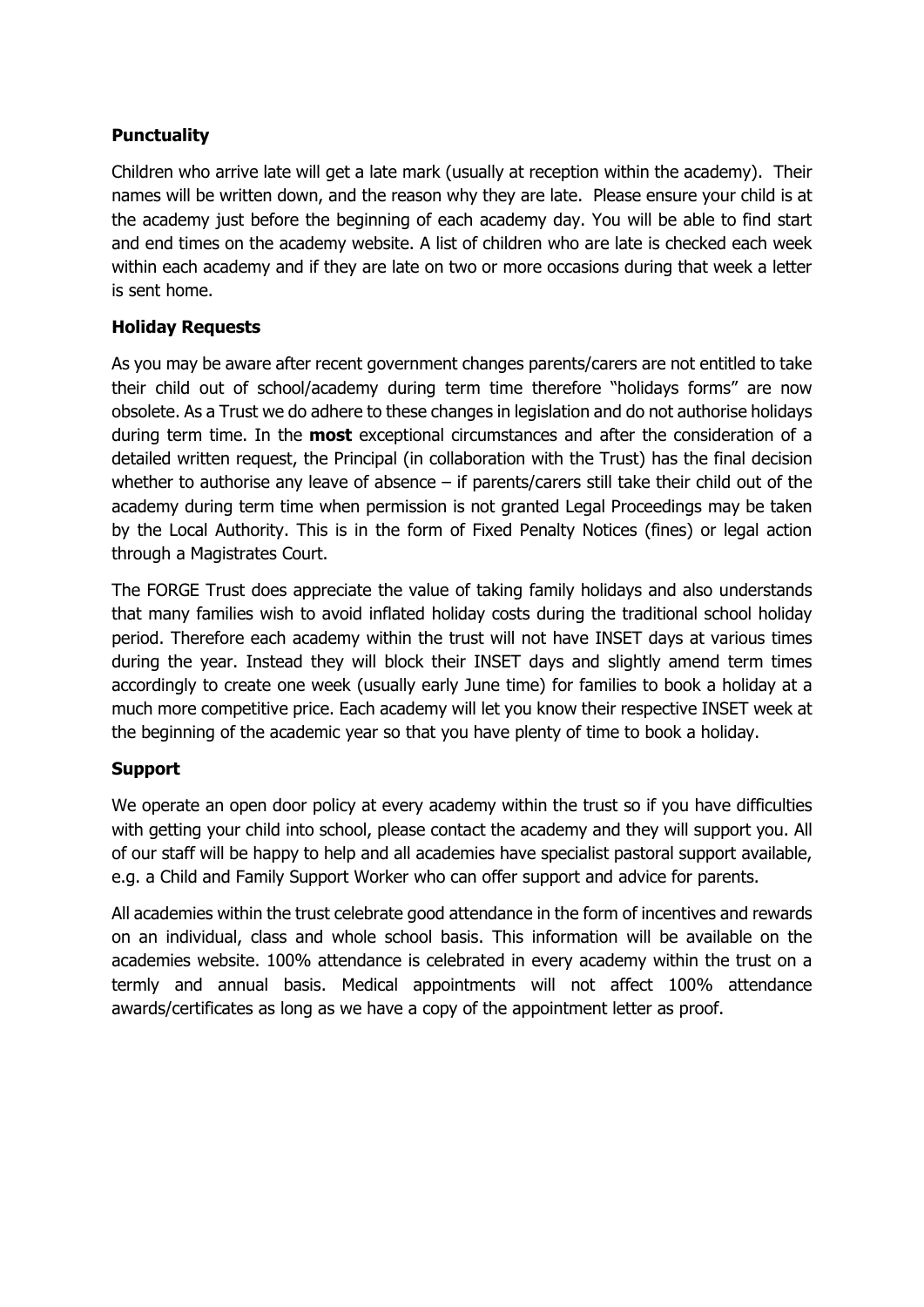**Punctuality**

Children who arrive late will get a late mark (usually at reception within the academy). Their names will be written down, and the reason why they are late. Please ensure your child is at the academy just before the beginning of each academy day. You will be able to find start and end times on the academy website. A list of children who are late is checked each week within each academy and if they are late on two or more occasions during that week a letter is sent home.

**Holiday Requests**

As you may be aware after recent government changes parents/carers are not entitled to take their child out of school/academy during term time therefore "holidays forms" are now obsolete. As a Trust we do adhere to these changes in legislation and do not authorise holidays during term time. In the **most** exceptional circumstances and after the consideration of a detailed written request, the Principal (in collaboration with the Trust) has the final decision whether to authorise any leave of absence – if parents/carers still take their child out of the academy during term time when permission is not granted Legal Proceedings may be taken by the Local Authority. This is in the form of Fixed Penalty Notices (fines) or legal action through a Magistrates Court.

The FORGE Trust does appreciate the value of taking family holidays and also understands that many families wish to avoid inflated holiday costs during the traditional school holiday period. Therefore each academy within the trust will not have INSET days at various times during the year. Instead they will block their INSET days and slightly amend term times accordingly to create one week (usually early June time) for families to book a holiday at a much more competitive price. Each academy will let you know their respective INSET week at the beginning of the academic year so that you have plenty of time to book a holiday.

**Support**

We operate an open door policy at every academy within the trust so if you have difficulties with getting your child into school, please contact the academy and they will support you. All of our staff will be happy to help and all academies have specialist pastoral support available, e.g. a Child and Family Support Worker who can offer support and advice for parents.

All academies within the trust celebrate good attendance in the form of incentives and rewards on an individual, class and whole school basis. This information will be available on the academies website. 100% attendance is celebrated in every academy within the trust on a termly and annual basis. Medical appointments will not affect 100% attendance awards/certificates as long as we have a copy of the appointment letter as proof.